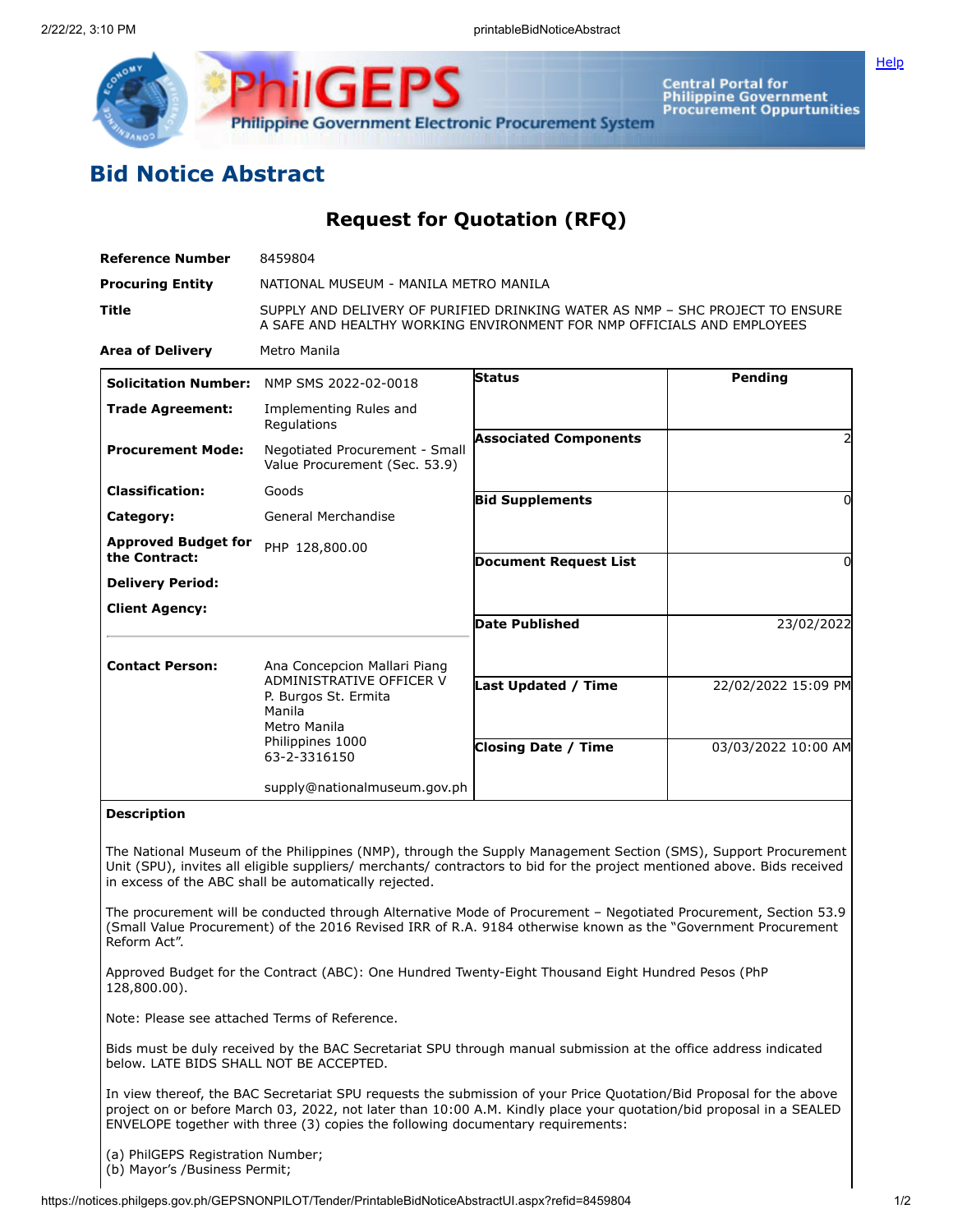# Bid Notice Abstract

## Request for Quotation (RFQ)

| | |
|---|---|
| **Reference Number** | 8459804 |
| **Procuring Entity** | NATIONAL MUSEUM - MANILA METRO MANILA |
| **Title** | SUPPLY AND DELIVERY OF PURIFIED DRINKING WATER AS NMP – SHC PROJECT TO ENSURE A SAFE AND HEALTHY WORKING ENVIRONMENT FOR NMP OFFICIALS AND EMPLOYEES |
| **Area of Delivery** | Metro Manila |

| | |
|---|---|
| **Solicitation Number:** | NMP SMS 2022-02-0018 |
| **Trade Agreement:** | Implementing Rules and Regulations |
| **Procurement Mode:** | Negotiated Procurement - Small Value Procurement (Sec. 53.9) |
| **Classification:** | Goods |
| **Category:** | General Merchandise |
| **Approved Budget for the Contract:** | PHP 128,800.00 |
| **Delivery Period:** | |
| **Client Agency:** | |
| **Contact Person:** | Ana Concepcion Mallari Piang<br>ADMINISTRATIVE OFFICER V<br>P. Burgos St. Ermita<br>Manila<br>Metro Manila<br>Philippines 1000<br>63-2-3316150<br><br>supply@nationalmuseum.gov.ph |

| | |
|---|---|
| **Status** | Pending |
| **Associated Components** | 2 |
| **Bid Supplements** | 0 |
| **Document Request List** | 0 |
| **Date Published** | 23/02/2022 |
| **Last Updated / Time** | 22/02/2022 15:09 PM |
| **Closing Date / Time** | 03/03/2022 10:00 AM |

**Description**

The National Museum of the Philippines (NMP), through the Supply Management Section (SMS), Support Procurement Unit (SPU), invites all eligible suppliers/ merchants/ contractors to bid for the project mentioned above. Bids received in excess of the ABC shall be automatically rejected.

The procurement will be conducted through Alternative Mode of Procurement – Negotiated Procurement, Section 53.9 (Small Value Procurement) of the 2016 Revised IRR of R.A. 9184 otherwise known as the "Government Procurement Reform Act".

Approved Budget for the Contract (ABC): One Hundred Twenty-Eight Thousand Eight Hundred Pesos (PhP 128,800.00).

Note: Please see attached Terms of Reference.

Bids must be duly received by the BAC Secretariat SPU through manual submission at the office address indicated below. LATE BIDS SHALL NOT BE ACCEPTED.

In view thereof, the BAC Secretariat SPU requests the submission of your Price Quotation/Bid Proposal for the above project on or before March 03, 2022, not later than 10:00 A.M. Kindly place your quotation/bid proposal in a SEALED ENVELOPE together with three (3) copies the following documentary requirements:

(a) PhilGEPS Registration Number;
(b) Mayor's /Business Permit;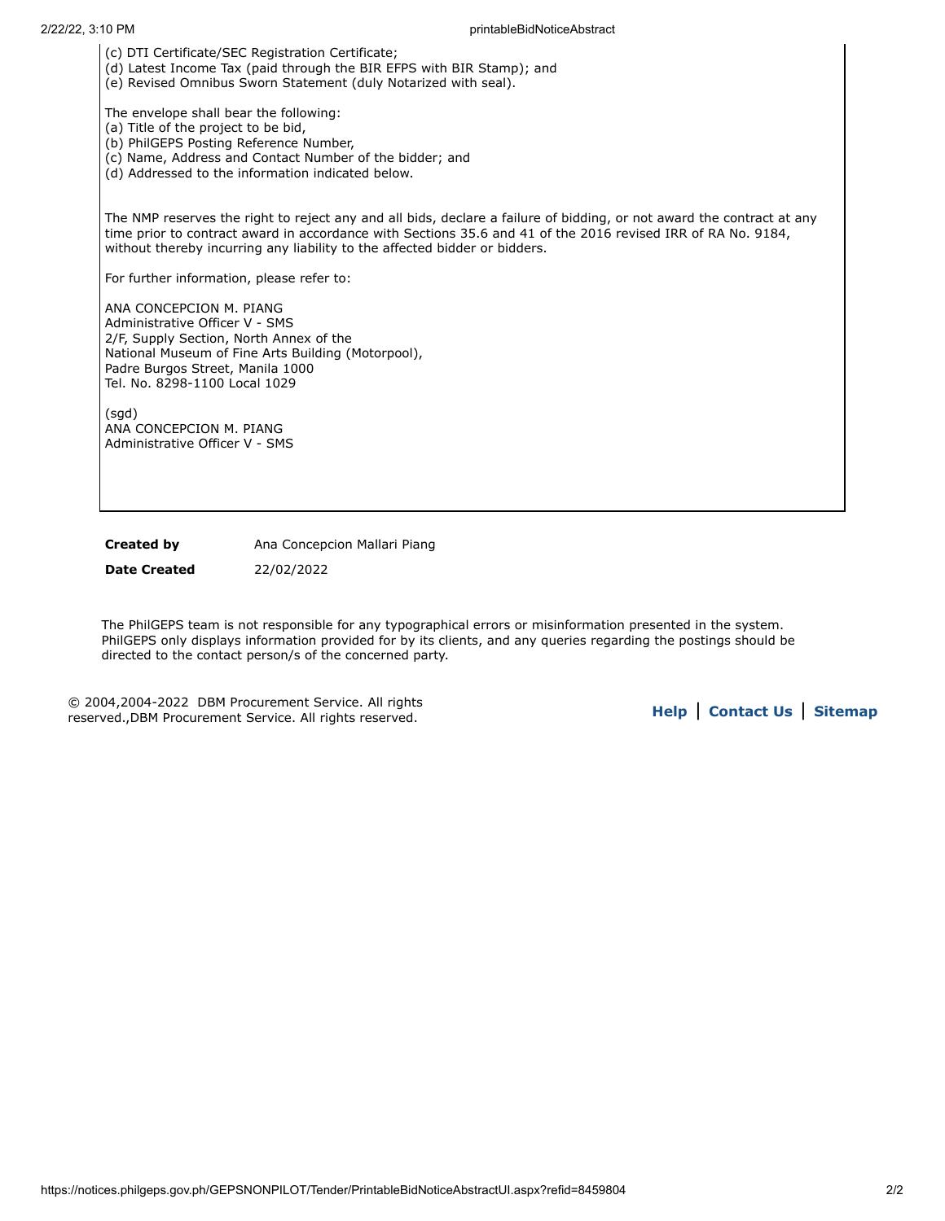(c) DTI Certificate/SEC Registration Certificate;
(d) Latest Income Tax (paid through the BIR EFPS with BIR Stamp); and
(e) Revised Omnibus Sworn Statement (duly Notarized with seal).

The envelope shall bear the following:
(a) Title of the project to be bid,
(b) PhilGEPS Posting Reference Number,
(c) Name, Address and Contact Number of the bidder; and
(d) Addressed to the information indicated below.

The NMP reserves the right to reject any and all bids, declare a failure of bidding, or not award the contract at any time prior to contract award in accordance with Sections 35.6 and 41 of the 2016 revised IRR of RA No. 9184, without thereby incurring any liability to the affected bidder or bidders.

For further information, please refer to:

ANA CONCEPCION M. PIANG
Administrative Officer V - SMS
2/F, Supply Section, North Annex of the
National Museum of Fine Arts Building (Motorpool),
Padre Burgos Street, Manila 1000
Tel. No. 8298-1100 Local 1029

(sgd)
ANA CONCEPCION M. PIANG
Administrative Officer V - SMS

| | |
|---|---|
| **Created by** | Ana Concepcion Mallari Piang |
| **Date Created** | 22/02/2022 |

The PhilGEPS team is not responsible for any typographical errors or misinformation presented in the system. PhilGEPS only displays information provided for by its clients, and any queries regarding the postings should be directed to the contact person/s of the concerned party.

© 2004,2004-2022 DBM Procurement Service. All rights reserved.,DBM Procurement Service. All rights reserved.

**Help** | **Contact Us** | **Sitemap**